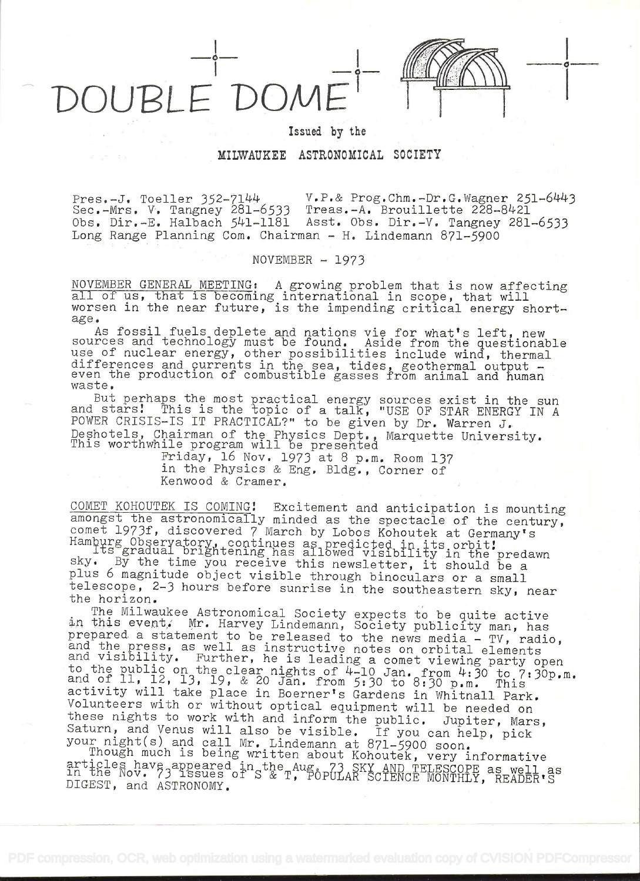# DOUBLE DOME

Issued by the

MILWAUKEE ASTRONOMICAL SOCIETY

Pres.-J. Toeller 352-7144 V.P.& Prog.Chm.-Dr.G.Wagner 251-6443
Sec.-Mrs. V. Tangney 281-6533 Treas.-A. Brouillette 228-8421
Obs. Dir.-E. Halbach 541-1181 Asst. Obs. Dir.-V. Tangney 281-6533
Long Range Planning Com. Chairman - H. Lindemann 871-5900

NOVEMBER - 1973

NOVEMBER GENERAL MEETING: A growing problem that is now affecting all of us, that is becoming international in scope, that will worsen in the near future, is the impending critical energy shortage.

As fossil fuels deplete and nations vie for what's left, new sources and technology must be found. Aside from the questionable use of nuclear energy, other possibilities include wind, thermal differences and currents in the sea, tides, geothermal output - even the production of combustible gasses from animal and human waste.

But perhaps the most practical energy sources exist in the sun and stars! This is the topic of a talk, "USE OF STAR ENERGY IN A POWER CRISIS-IS IT PRACTICAL?" to be given by Dr. Warren J. Deshotels, Chairman of the Physics Dept., Marquette University. This worthwhile program will be presented

Friday, 16 Nov. 1973 at 8 p.m. Room 137
in the Physics & Eng. Bldg., Corner of
Kenwood & Cramer.

COMET KOHOUTEK IS COMING! Excitement and anticipation is mounting amongst the astronomically minded as the spectacle of the century, comet 1973f, discovered 7 March by Lobos Kohoutek at Germany's Hamburg Observatory, continues as predicted in its orbit!

Its gradual brightening has allowed visibility in the predawn sky. By the time you receive this newsletter, it should be a plus 6 magnitude object visible through binoculars or a small telescope, 2-3 hours before sunrise in the southeastern sky, near the horizon.

The Milwaukee Astronomical Society expects to be quite active in this event. Mr. Harvey Lindemann, Society publicity man, has prepared a statement to be released to the news media - TV, radio, and the press, as well as instructive notes on orbital elements and visibility. Further, he is leading a comet viewing party open to the public on the clear nights of 4-10 Jan. from 4:30 to 7:30p.m. and of 11, 12, 13, 19, & 20 Jan. from 5:30 to 8:30 p.m. This activity will take place in Boerner's Gardens in Whitnall Park. Volunteers with or without optical equipment will be needed on these nights to work with and inform the public. Jupiter, Mars, Saturn, and Venus will also be visible. If you can help, pick your night(s) and call Mr. Lindemann at 871-5900 soon.

Though much is being written about Kohoutek, very informative articles have appeared in the Aug. 73 SKY AND TELESCOPE as well as in the Nov. 73 issues of S & T, POPULAR SCIENCE MONTHLY, READER'S DIGEST, and ASTRONOMY.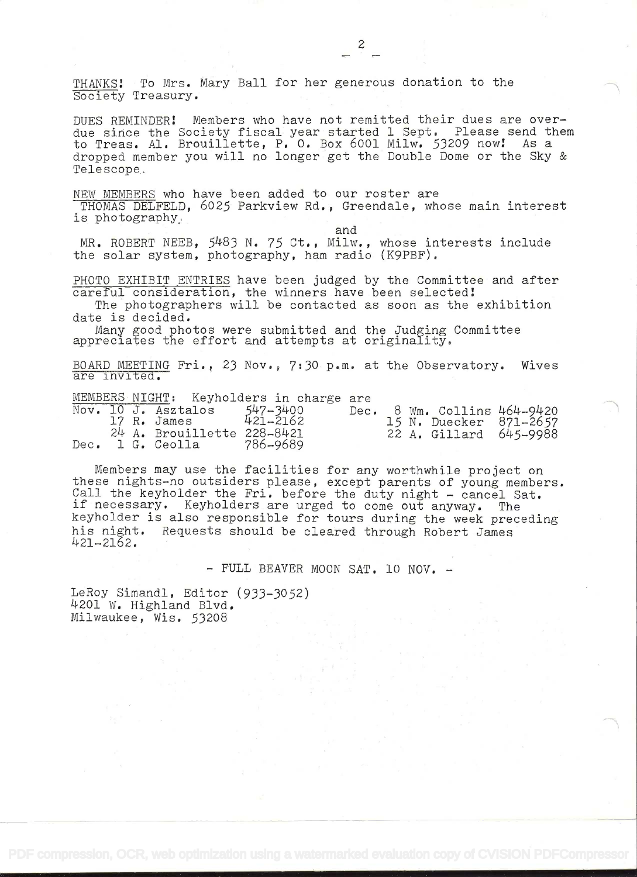THANKS! To Mrs. Mary Ball for her generous donation to the Society Treasury.

DUES REMINDER! Members who have not remitted their dues are overdue since the Society fiscal year started 1 Sept. Please send them to Treas. Al. Brouillette, P. O. Box 6001 Milw. 53209 now! As a dropped member you will no longer get the Double Dome or the Sky & Telescope.

NEW MEMBERS who have been added to our roster are THOMAS DELFELD, 6025 Parkview Rd., Greendale, whose main interest is photography.

and

MR. ROBERT NEEB, 5483 N. 75 Ct., Milw., whose interests include the solar system, photography, ham radio (K9PBF).

PHOTO EXHIBIT ENTRIES have been judged by the Committee and after careful consideration, the winners have been selected!

The photographers will be contacted as soon as the exhibition date is decided.

Many good photos were submitted and the Judging Committee appreciates the effort and attempts at originality.

BOARD MEETING Fri., 23 Nov., 7:30 p.m. at the Observatory. Wives are invited.

MEMBERS NIGHT: Keyholders in charge are

| | | | | | |
|---|---|---|---|---|---|
| Nov. 10 | J. Asztalos | 547-3400 | Dec. 8 | Wm. Collins | 464-9420 |
| 17 | R. James | 421-2162 | 15 | N. Duecker | 871-2657 |
| 24 | A. Brouillette | 228-8421 | 22 | A. Gillard | 645-9988 |
| Dec. 1 | G. Ceolla | 786-9689 | | | |

Members may use the facilities for any worthwhile project on these nights-no outsiders please, except parents of young members. Call the keyholder the Fri. before the duty night - cancel Sat. if necessary. Keyholders are urged to come out anyway. The keyholder is also responsible for tours during the week preceding his night. Requests should be cleared through Robert James 421-2162.

- FULL BEAVER MOON SAT. 10 NOV. -

LeRoy Simandl, Editor (933-3052)
4201 W. Highland Blvd.
Milwaukee, Wis. 53208